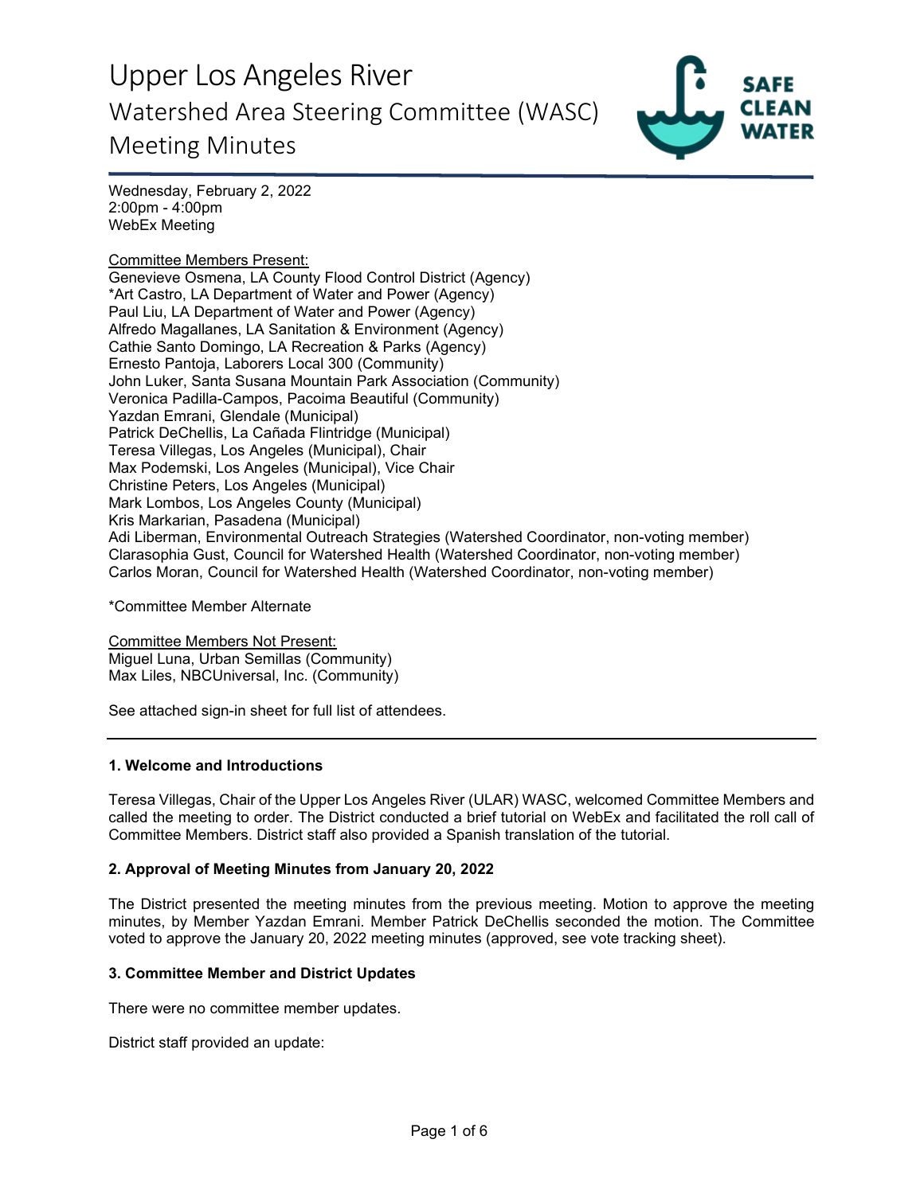# Upper Los Angeles River

## Watershed Area Steering Committee (WASC)

## Meeting Minutes

Wednesday, February 2, 2022
2:00pm - 4:00pm
WebEx Meeting

Committee Members Present:
Genevieve Osmena, LA County Flood Control District (Agency)
*Art Castro, LA Department of Water and Power (Agency)
Paul Liu, LA Department of Water and Power (Agency)
Alfredo Magallanes, LA Sanitation & Environment (Agency)
Cathie Santo Domingo, LA Recreation & Parks (Agency)
Ernesto Pantoja, Laborers Local 300 (Community)
John Luker, Santa Susana Mountain Park Association (Community)
Veronica Padilla-Campos, Pacoima Beautiful (Community)
Yazdan Emrani, Glendale (Municipal)
Patrick DeChellis, La Cañada Flintridge (Municipal)
Teresa Villegas, Los Angeles (Municipal), Chair
Max Podemski, Los Angeles (Municipal), Vice Chair
Christine Peters, Los Angeles (Municipal)
Mark Lombos, Los Angeles County (Municipal)
Kris Markarian, Pasadena (Municipal)
Adi Liberman, Environmental Outreach Strategies (Watershed Coordinator, non-voting member)
Clarasophia Gust, Council for Watershed Health (Watershed Coordinator, non-voting member)
Carlos Moran, Council for Watershed Health (Watershed Coordinator, non-voting member)

*Committee Member Alternate

Committee Members Not Present:
Miguel Luna, Urban Semillas (Community)
Max Liles, NBCUniversal, Inc. (Community)

See attached sign-in sheet for full list of attendees.

---

**1. Welcome and Introductions**

Teresa Villegas, Chair of the Upper Los Angeles River (ULAR) WASC, welcomed Committee Members and called the meeting to order. The District conducted a brief tutorial on WebEx and facilitated the roll call of Committee Members. District staff also provided a Spanish translation of the tutorial.

**2. Approval of Meeting Minutes from January 20, 2022**

The District presented the meeting minutes from the previous meeting. Motion to approve the meeting minutes, by Member Yazdan Emrani. Member Patrick DeChellis seconded the motion. The Committee voted to approve the January 20, 2022 meeting minutes (approved, see vote tracking sheet).

**3. Committee Member and District Updates**

There were no committee member updates.

District staff provided an update: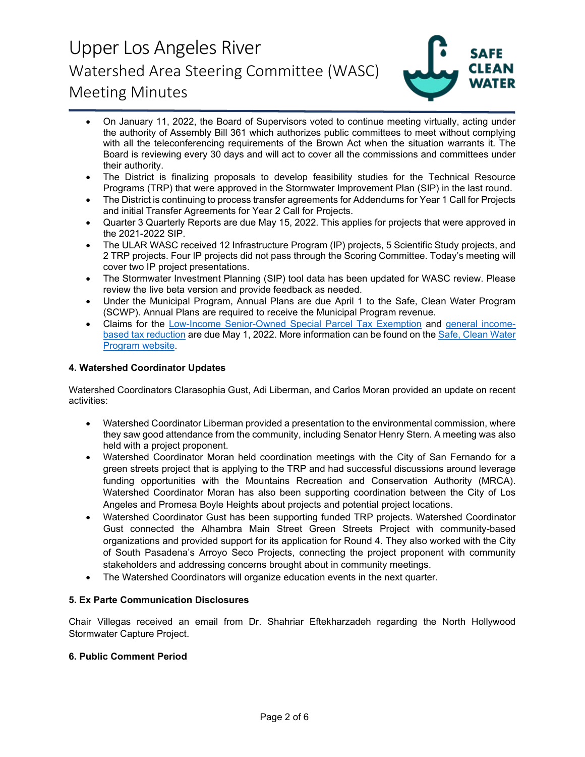- On January 11, 2022, the Board of Supervisors voted to continue meeting virtually, acting under the authority of Assembly Bill 361 which authorizes public committees to meet without complying with all the teleconferencing requirements of the Brown Act when the situation warrants it. The Board is reviewing every 30 days and will act to cover all the commissions and committees under their authority.
- The District is finalizing proposals to develop feasibility studies for the Technical Resource Programs (TRP) that were approved in the Stormwater Improvement Plan (SIP) in the last round.
- The District is continuing to process transfer agreements for Addendums for Year 1 Call for Projects and initial Transfer Agreements for Year 2 Call for Projects.
- Quarter 3 Quarterly Reports are due May 15, 2022. This applies for projects that were approved in the 2021-2022 SIP.
- The ULAR WASC received 12 Infrastructure Program (IP) projects, 5 Scientific Study projects, and 2 TRP projects. Four IP projects did not pass through the Scoring Committee. Today's meeting will cover two IP project presentations.
- The Stormwater Investment Planning (SIP) tool data has been updated for WASC review. Please review the live beta version and provide feedback as needed.
- Under the Municipal Program, Annual Plans are due April 1 to the Safe, Clean Water Program (SCWP). Annual Plans are required to receive the Municipal Program revenue.
- Claims for the Low-Income Senior-Owned Special Parcel Tax Exemption and general income-based tax reduction are due May 1, 2022. More information can be found on the Safe, Clean Water Program website.

**4. Watershed Coordinator Updates**

Watershed Coordinators Clarasophia Gust, Adi Liberman, and Carlos Moran provided an update on recent activities:

- Watershed Coordinator Liberman provided a presentation to the environmental commission, where they saw good attendance from the community, including Senator Henry Stern. A meeting was also held with a project proponent.
- Watershed Coordinator Moran held coordination meetings with the City of San Fernando for a green streets project that is applying to the TRP and had successful discussions around leverage funding opportunities with the Mountains Recreation and Conservation Authority (MRCA). Watershed Coordinator Moran has also been supporting coordination between the City of Los Angeles and Promesa Boyle Heights about projects and potential project locations.
- Watershed Coordinator Gust has been supporting funded TRP projects. Watershed Coordinator Gust connected the Alhambra Main Street Green Streets Project with community-based organizations and provided support for its application for Round 4. They also worked with the City of South Pasadena's Arroyo Seco Projects, connecting the project proponent with community stakeholders and addressing concerns brought about in community meetings.
- The Watershed Coordinators will organize education events in the next quarter.

**5. Ex Parte Communication Disclosures**

Chair Villegas received an email from Dr. Shahriar Eftekharzadeh regarding the North Hollywood Stormwater Capture Project.

**6. Public Comment Period**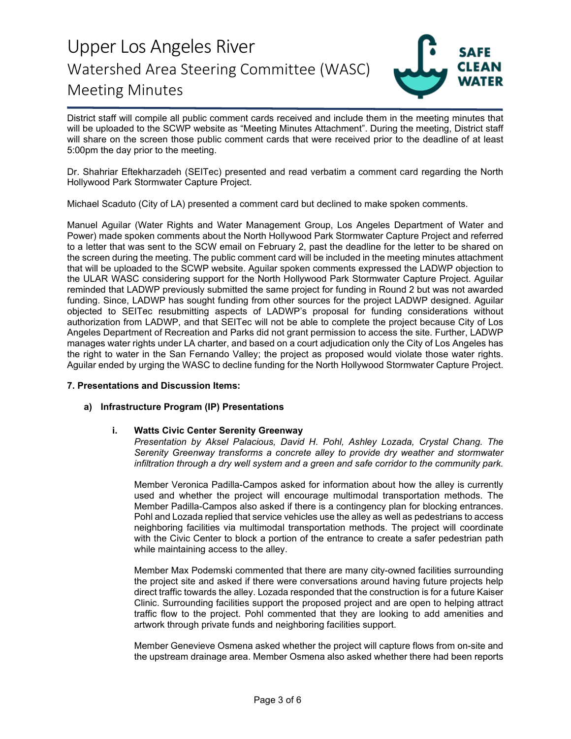District staff will compile all public comment cards received and include them in the meeting minutes that will be uploaded to the SCWP website as "Meeting Minutes Attachment". During the meeting, District staff will share on the screen those public comment cards that were received prior to the deadline of at least 5:00pm the day prior to the meeting.

Dr. Shahriar Eftekharzadeh (SEITec) presented and read verbatim a comment card regarding the North Hollywood Park Stormwater Capture Project.

Michael Scaduto (City of LA) presented a comment card but declined to make spoken comments.

Manuel Aguilar (Water Rights and Water Management Group, Los Angeles Department of Water and Power) made spoken comments about the North Hollywood Park Stormwater Capture Project and referred to a letter that was sent to the SCW email on February 2, past the deadline for the letter to be shared on the screen during the meeting. The public comment card will be included in the meeting minutes attachment that will be uploaded to the SCWP website. Aguilar spoken comments expressed the LADWP objection to the ULAR WASC considering support for the North Hollywood Park Stormwater Capture Project. Aguilar reminded that LADWP previously submitted the same project for funding in Round 2 but was not awarded funding. Since, LADWP has sought funding from other sources for the project LADWP designed. Aguilar objected to SEITec resubmitting aspects of LADWP's proposal for funding considerations without authorization from LADWP, and that SEITec will not be able to complete the project because City of Los Angeles Department of Recreation and Parks did not grant permission to access the site. Further, LADWP manages water rights under LA charter, and based on a court adjudication only the City of Los Angeles has the right to water in the San Fernando Valley; the project as proposed would violate those water rights. Aguilar ended by urging the WASC to decline funding for the North Hollywood Stormwater Capture Project.

**7. Presentations and Discussion Items:**

**a) Infrastructure Program (IP) Presentations**

**i. Watts Civic Center Serenity Greenway**

*Presentation by Aksel Palacious, David H. Pohl, Ashley Lozada, Crystal Chang. The Serenity Greenway transforms a concrete alley to provide dry weather and stormwater infiltration through a dry well system and a green and safe corridor to the community park.*

Member Veronica Padilla-Campos asked for information about how the alley is currently used and whether the project will encourage multimodal transportation methods. The Member Padilla-Campos also asked if there is a contingency plan for blocking entrances. Pohl and Lozada replied that service vehicles use the alley as well as pedestrians to access neighboring facilities via multimodal transportation methods. The project will coordinate with the Civic Center to block a portion of the entrance to create a safer pedestrian path while maintaining access to the alley.

Member Max Podemski commented that there are many city-owned facilities surrounding the project site and asked if there were conversations around having future projects help direct traffic towards the alley. Lozada responded that the construction is for a future Kaiser Clinic. Surrounding facilities support the proposed project and are open to helping attract traffic flow to the project. Pohl commented that they are looking to add amenities and artwork through private funds and neighboring facilities support.

Member Genevieve Osmena asked whether the project will capture flows from on-site and the upstream drainage area. Member Osmena also asked whether there had been reports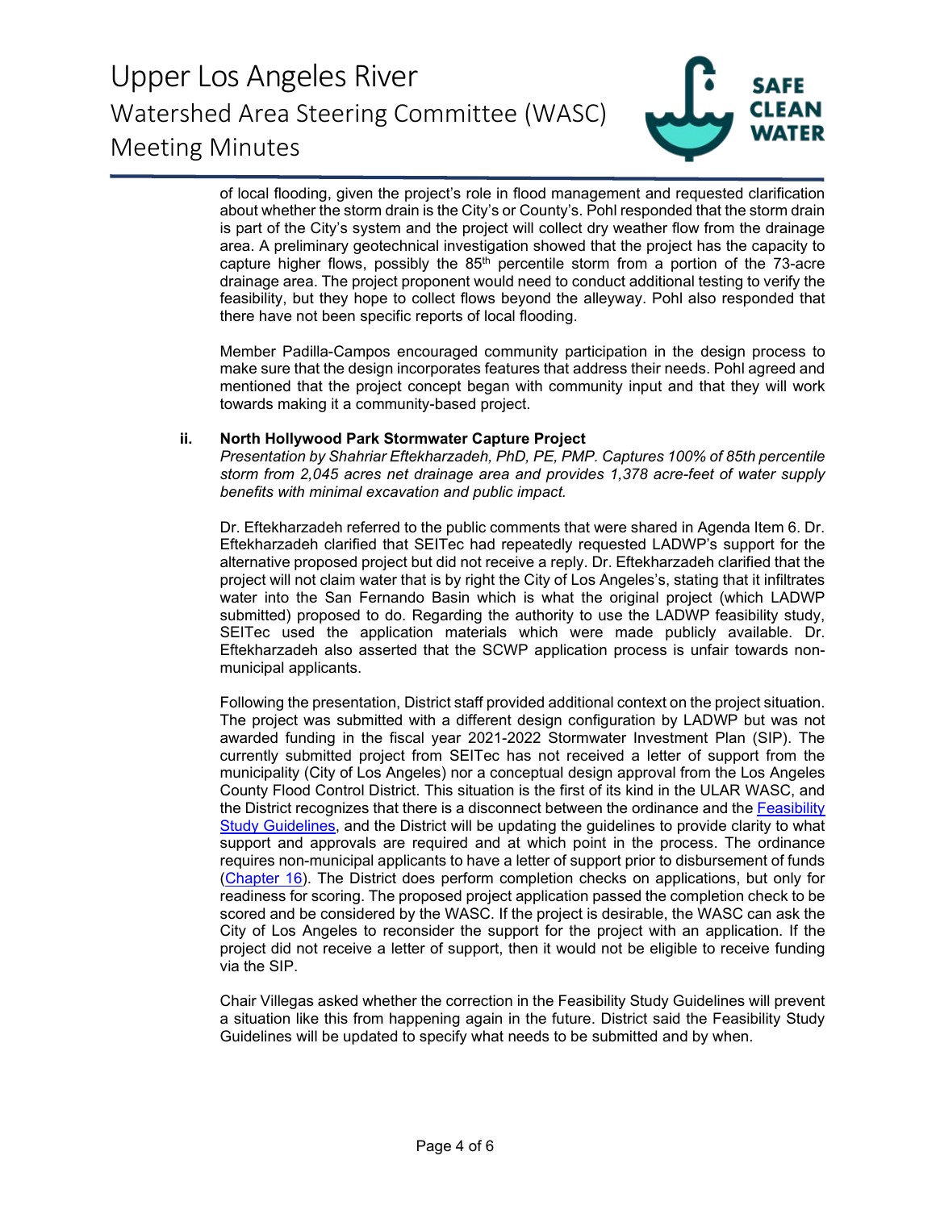of local flooding, given the project's role in flood management and requested clarification about whether the storm drain is the City's or County's. Pohl responded that the storm drain is part of the City's system and the project will collect dry weather flow from the drainage area. A preliminary geotechnical investigation showed that the project has the capacity to capture higher flows, possibly the 85th percentile storm from a portion of the 73-acre drainage area. The project proponent would need to conduct additional testing to verify the feasibility, but they hope to collect flows beyond the alleyway. Pohl also responded that there have not been specific reports of local flooding.

Member Padilla-Campos encouraged community participation in the design process to make sure that the design incorporates features that address their needs. Pohl agreed and mentioned that the project concept began with community input and that they will work towards making it a community-based project.

**ii. North Hollywood Park Stormwater Capture Project**

*Presentation by Shahriar Eftekharzadeh, PhD, PE, PMP. Captures 100% of 85th percentile storm from 2,045 acres net drainage area and provides 1,378 acre-feet of water supply benefits with minimal excavation and public impact.*

Dr. Eftekharzadeh referred to the public comments that were shared in Agenda Item 6. Dr. Eftekharzadeh clarified that SEITec had repeatedly requested LADWP's support for the alternative proposed project but did not receive a reply. Dr. Eftekharzadeh clarified that the project will not claim water that is by right the City of Los Angeles's, stating that it infiltrates water into the San Fernando Basin which is what the original project (which LADWP submitted) proposed to do. Regarding the authority to use the LADWP feasibility study, SEITec used the application materials which were made publicly available. Dr. Eftekharzadeh also asserted that the SCWP application process is unfair towards non-municipal applicants.

Following the presentation, District staff provided additional context on the project situation. The project was submitted with a different design configuration by LADWP but was not awarded funding in the fiscal year 2021-2022 Stormwater Investment Plan (SIP). The currently submitted project from SEITec has not received a letter of support from the municipality (City of Los Angeles) nor a conceptual design approval from the Los Angeles County Flood Control District. This situation is the first of its kind in the ULAR WASC, and the District recognizes that there is a disconnect between the ordinance and the Feasibility Study Guidelines, and the District will be updating the guidelines to provide clarity to what support and approvals are required and at which point in the process. The ordinance requires non-municipal applicants to have a letter of support prior to disbursement of funds (Chapter 16). The District does perform completion checks on applications, but only for readiness for scoring. The proposed project application passed the completion check to be scored and be considered by the WASC. If the project is desirable, the WASC can ask the City of Los Angeles to reconsider the support for the project with an application. If the project did not receive a letter of support, then it would not be eligible to receive funding via the SIP.

Chair Villegas asked whether the correction in the Feasibility Study Guidelines will prevent a situation like this from happening again in the future. District said the Feasibility Study Guidelines will be updated to specify what needs to be submitted and by when.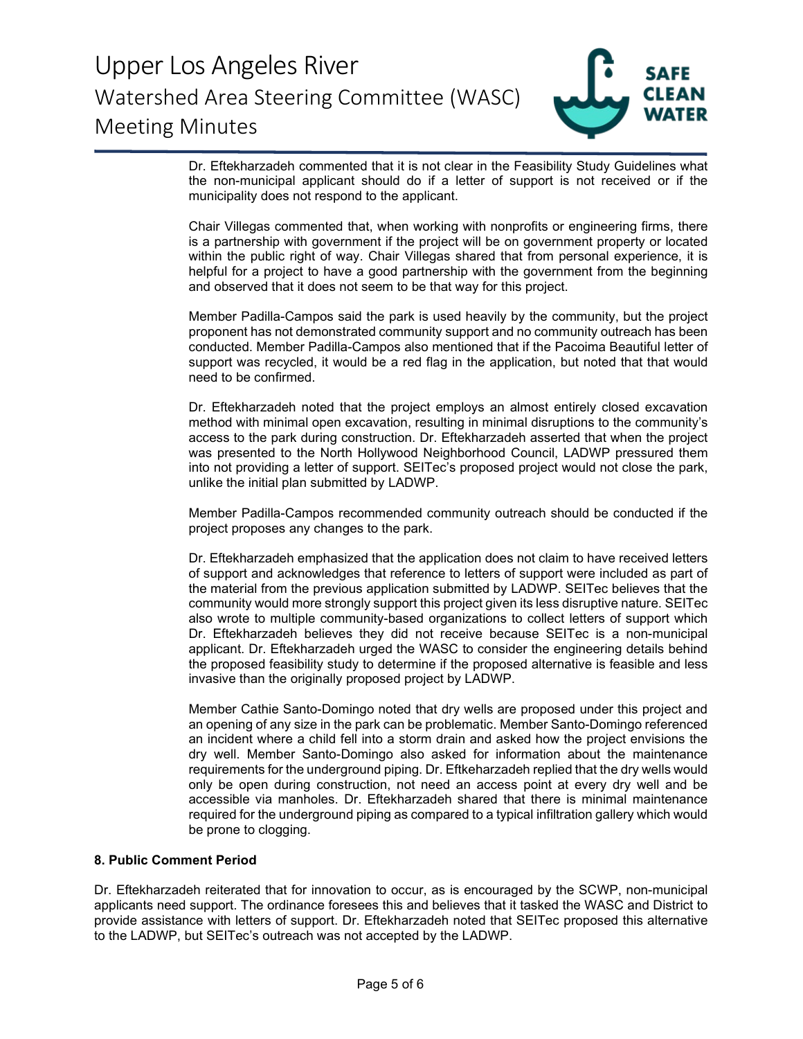Dr. Eftekharzadeh commented that it is not clear in the Feasibility Study Guidelines what the non-municipal applicant should do if a letter of support is not received or if the municipality does not respond to the applicant.

Chair Villegas commented that, when working with nonprofits or engineering firms, there is a partnership with government if the project will be on government property or located within the public right of way. Chair Villegas shared that from personal experience, it is helpful for a project to have a good partnership with the government from the beginning and observed that it does not seem to be that way for this project.

Member Padilla-Campos said the park is used heavily by the community, but the project proponent has not demonstrated community support and no community outreach has been conducted. Member Padilla-Campos also mentioned that if the Pacoima Beautiful letter of support was recycled, it would be a red flag in the application, but noted that that would need to be confirmed.

Dr. Eftekharzadeh noted that the project employs an almost entirely closed excavation method with minimal open excavation, resulting in minimal disruptions to the community's access to the park during construction. Dr. Eftekharzadeh asserted that when the project was presented to the North Hollywood Neighborhood Council, LADWP pressured them into not providing a letter of support. SEITec's proposed project would not close the park, unlike the initial plan submitted by LADWP.

Member Padilla-Campos recommended community outreach should be conducted if the project proposes any changes to the park.

Dr. Eftekharzadeh emphasized that the application does not claim to have received letters of support and acknowledges that reference to letters of support were included as part of the material from the previous application submitted by LADWP. SEITec believes that the community would more strongly support this project given its less disruptive nature. SEITec also wrote to multiple community-based organizations to collect letters of support which Dr. Eftekharzadeh believes they did not receive because SEITec is a non-municipal applicant. Dr. Eftekharzadeh urged the WASC to consider the engineering details behind the proposed feasibility study to determine if the proposed alternative is feasible and less invasive than the originally proposed project by LADWP.

Member Cathie Santo-Domingo noted that dry wells are proposed under this project and an opening of any size in the park can be problematic. Member Santo-Domingo referenced an incident where a child fell into a storm drain and asked how the project envisions the dry well. Member Santo-Domingo also asked for information about the maintenance requirements for the underground piping. Dr. Eftkeharzadeh replied that the dry wells would only be open during construction, not need an access point at every dry well and be accessible via manholes. Dr. Eftekharzadeh shared that there is minimal maintenance required for the underground piping as compared to a typical infiltration gallery which would be prone to clogging.

**8. Public Comment Period**

Dr. Eftekharzadeh reiterated that for innovation to occur, as is encouraged by the SCWP, non-municipal applicants need support. The ordinance foresees this and believes that it tasked the WASC and District to provide assistance with letters of support. Dr. Eftekharzadeh noted that SEITec proposed this alternative to the LADWP, but SEITec's outreach was not accepted by the LADWP.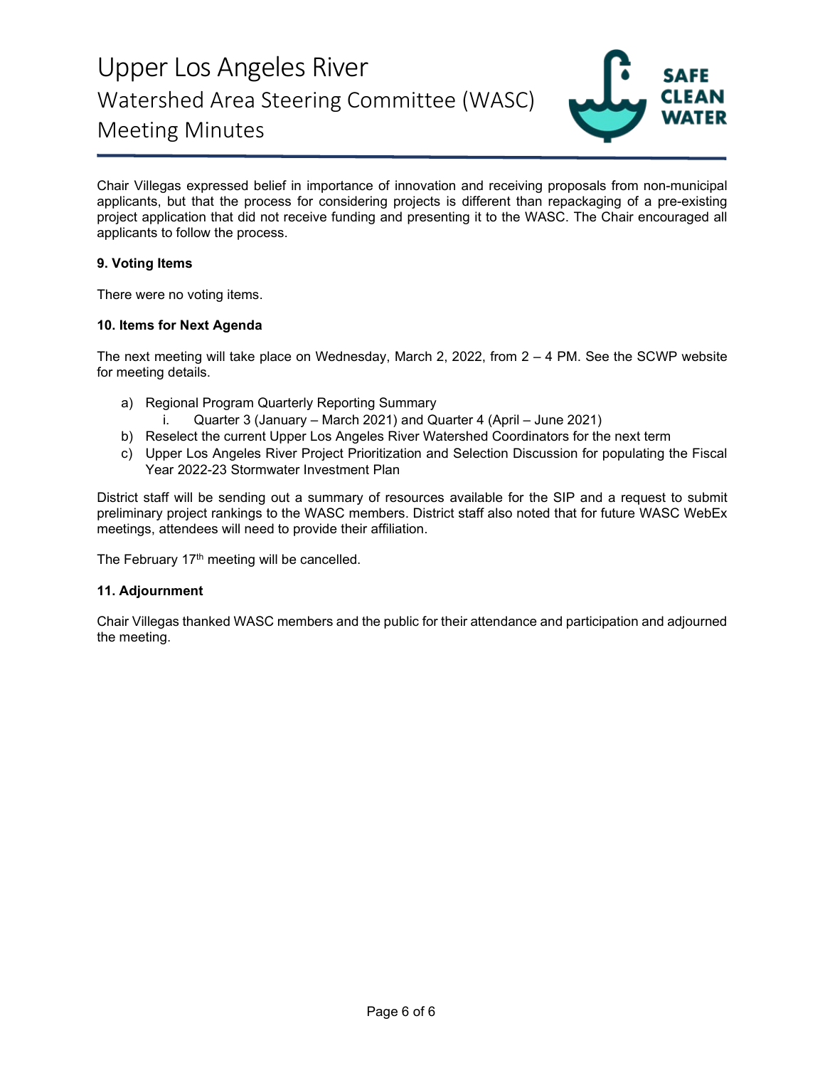Chair Villegas expressed belief in importance of innovation and receiving proposals from non-municipal applicants, but that the process for considering projects is different than repackaging of a pre-existing project application that did not receive funding and presenting it to the WASC. The Chair encouraged all applicants to follow the process.

**9. Voting Items**

There were no voting items.

**10. Items for Next Agenda**

The next meeting will take place on Wednesday, March 2, 2022, from 2 – 4 PM. See the SCWP website for meeting details.

a) Regional Program Quarterly Reporting Summary
    i. Quarter 3 (January – March 2021) and Quarter 4 (April – June 2021)
b) Reselect the current Upper Los Angeles River Watershed Coordinators for the next term
c) Upper Los Angeles River Project Prioritization and Selection Discussion for populating the Fiscal Year 2022-23 Stormwater Investment Plan

District staff will be sending out a summary of resources available for the SIP and a request to submit preliminary project rankings to the WASC members. District staff also noted that for future WASC WebEx meetings, attendees will need to provide their affiliation.

The February 17th meeting will be cancelled.

**11. Adjournment**

Chair Villegas thanked WASC members and the public for their attendance and participation and adjourned the meeting.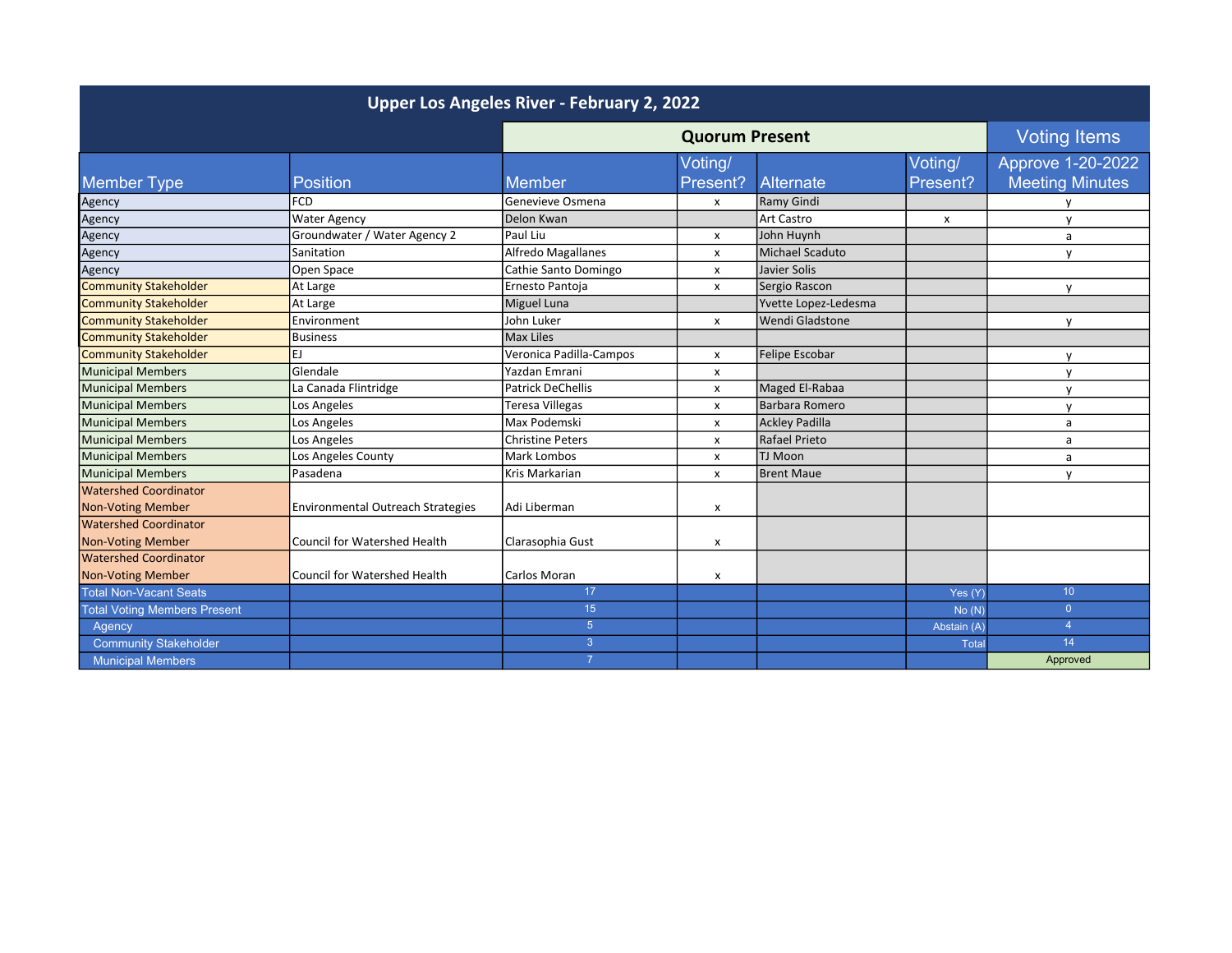# Upper Los Angeles River - February 2, 2022

| | | Quorum Present | | | | Voting Items |
|---|---|---|---|---|---|---|
| Member Type | Position | Member | Voting/ Present? | Alternate | Voting/ Present? | Approve 1-20-2022 Meeting Minutes |
| Agency | FCD | Genevieve Osmena | x | Ramy Gindi | | y |
| Agency | Water Agency | Delon Kwan | | Art Castro | x | y |
| Agency | Groundwater / Water Agency 2 | Paul Liu | x | John Huynh | | a |
| Agency | Sanitation | Alfredo Magallanes | x | Michael Scaduto | | y |
| Agency | Open Space | Cathie Santo Domingo | x | Javier Solis | | |
| Community Stakeholder | At Large | Ernesto Pantoja | x | Sergio Rascon | | y |
| Community Stakeholder | At Large | Miguel Luna | | Yvette Lopez-Ledesma | | |
| Community Stakeholder | Environment | John Luker | x | Wendi Gladstone | | y |
| Community Stakeholder | Business | Max Liles | | | | |
| Community Stakeholder | EJ | Veronica Padilla-Campos | x | Felipe Escobar | | y |
| Municipal Members | Glendale | Yazdan Emrani | x | | | y |
| Municipal Members | La Canada Flintridge | Patrick DeChellis | x | Maged El-Rabaa | | y |
| Municipal Members | Los Angeles | Teresa Villegas | x | Barbara Romero | | y |
| Municipal Members | Los Angeles | Max Podemski | x | Ackley Padilla | | a |
| Municipal Members | Los Angeles | Christine Peters | x | Rafael Prieto | | a |
| Municipal Members | Los Angeles County | Mark Lombos | x | TJ Moon | | a |
| Municipal Members | Pasadena | Kris Markarian | x | Brent Maue | | y |
| Watershed Coordinator Non-Voting Member | Environmental Outreach Strategies | Adi Liberman | x | | | |
| Watershed Coordinator Non-Voting Member | Council for Watershed Health | Clarasophia Gust | x | | | |
| Watershed Coordinator Non-Voting Member | Council for Watershed Health | Carlos Moran | x | | | |
| Total Non-Vacant Seats | | 17 | | | Yes (Y) | 10 |
| Total Voting Members Present | | 15 | | | No (N) | 0 |
| Agency | | 5 | | | Abstain (A) | 4 |
| Community Stakeholder | | 3 | | | Total | 14 |
| Municipal Members | | 7 | | | | Approved |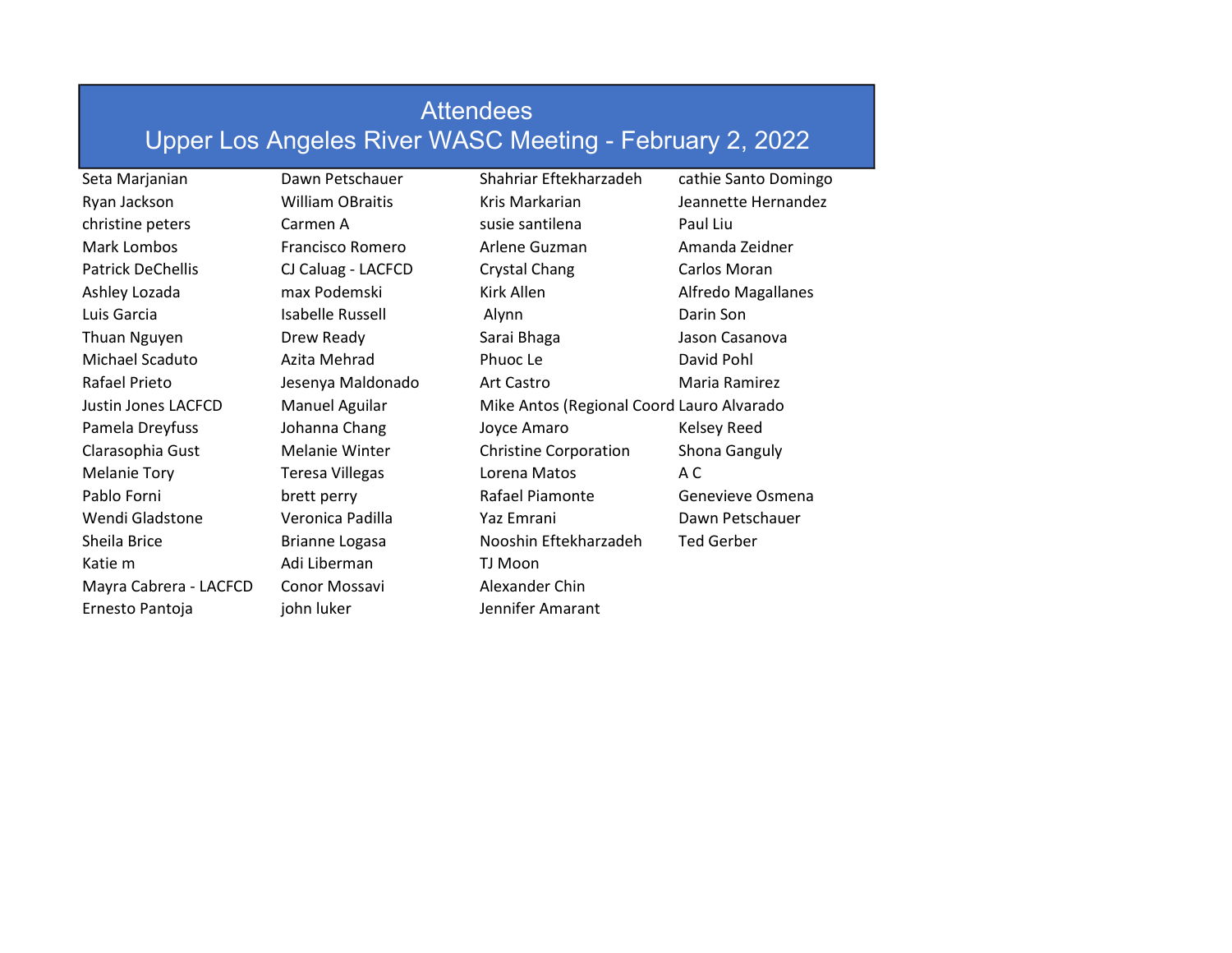# Attendees

## Upper Los Angeles River WASC Meeting - February 2, 2022

| | | | |
|---|---|---|---|
| Seta Marjanian | Dawn Petschauer | Shahriar Eftekharzadeh | cathie Santo Domingo |
| Ryan Jackson | William OBraitis | Kris Markarian | Jeannette Hernandez |
| christine peters | Carmen A | susie santilena | Paul Liu |
| Mark Lombos | Francisco Romero | Arlene Guzman | Amanda Zeidner |
| Patrick DeChellis | CJ Caluag - LACFCD | Crystal Chang | Carlos Moran |
| Ashley Lozada | max Podemski | Kirk Allen | Alfredo Magallanes |
| Luis Garcia | Isabelle Russell | Alynn | Darin Son |
| Thuan Nguyen | Drew Ready | Sarai Bhaga | Jason Casanova |
| Michael Scaduto | Azita Mehrad | Phuoc Le | David Pohl |
| Rafael Prieto | Jesenya Maldonado | Art Castro | Maria Ramirez |
| Justin Jones LACFCD | Manuel Aguilar | Mike Antos (Regional Coord | Lauro Alvarado |
| Pamela Dreyfuss | Johanna Chang | Joyce Amaro | Kelsey Reed |
| Clarasophia Gust | Melanie Winter | Christine Corporation | Shona Ganguly |
| Melanie Tory | Teresa Villegas | Lorena Matos | A C |
| Pablo Forni | brett perry | Rafael Piamonte | Genevieve Osmena |
| Wendi Gladstone | Veronica Padilla | Yaz Emrani | Dawn Petschauer |
| Sheila Brice | Brianne Logasa | Nooshin Eftekharzadeh | Ted Gerber |
| Katie m | Adi Liberman | TJ Moon | |
| Mayra Cabrera - LACFCD | Conor Mossavi | Alexander Chin | |
| Ernesto Pantoja | john luker | Jennifer Amarant | |